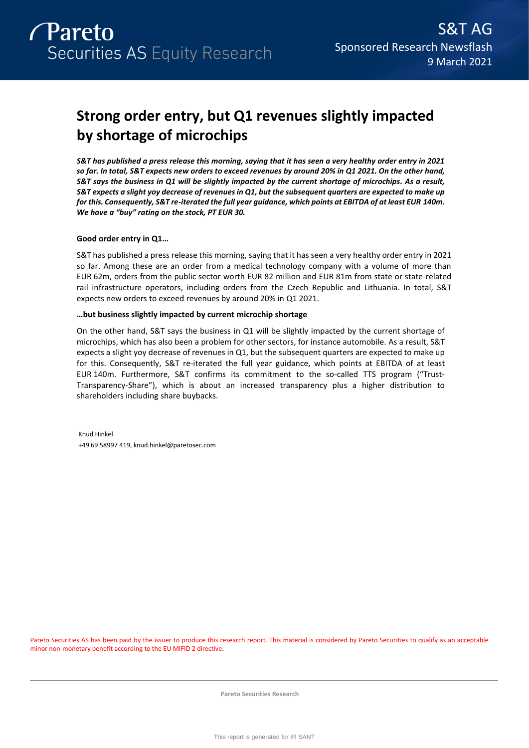Pareto Securities AS Equity Research

S&T AG
Sponsored Research Newsflash
9 March 2021

# Strong order entry, but Q1 revenues slightly impacted by shortage of microchips

***S&T has published a press release this morning, saying that it has seen a very healthy order entry in 2021 so far. In total, S&T expects new orders to exceed revenues by around 20% in Q1 2021. On the other hand, S&T says the business in Q1 will be slightly impacted by the current shortage of microchips. As a result, S&T expects a slight yoy decrease of revenues in Q1, but the subsequent quarters are expected to make up for this. Consequently, S&T re-iterated the full year guidance, which points at EBITDA of at least EUR 140m. We have a "buy" rating on the stock, PT EUR 30.***

**Good order entry in Q1…**

S&T has published a press release this morning, saying that it has seen a very healthy order entry in 2021 so far. Among these are an order from a medical technology company with a volume of more than EUR 62m, orders from the public sector worth EUR 82 million and EUR 81m from state or state-related rail infrastructure operators, including orders from the Czech Republic and Lithuania. In total, S&T expects new orders to exceed revenues by around 20% in Q1 2021.

**…but business slightly impacted by current microchip shortage**

On the other hand, S&T says the business in Q1 will be slightly impacted by the current shortage of microchips, which has also been a problem for other sectors, for instance automobile. As a result, S&T expects a slight yoy decrease of revenues in Q1, but the subsequent quarters are expected to make up for this. Consequently, S&T re-iterated the full year guidance, which points at EBITDA of at least EUR 140m. Furthermore, S&T confirms its commitment to the so-called TTS program ("Trust-Transparency-Share"), which is about an increased transparency plus a higher distribution to shareholders including share buybacks.

Knud Hinkel
+49 69 58997 419, knud.hinkel@paretosec.com

Pareto Securities AS has been paid by the issuer to produce this research report. This material is considered by Pareto Securities to qualify as an acceptable minor non-monetary benefit according to the EU MIFID 2 directive.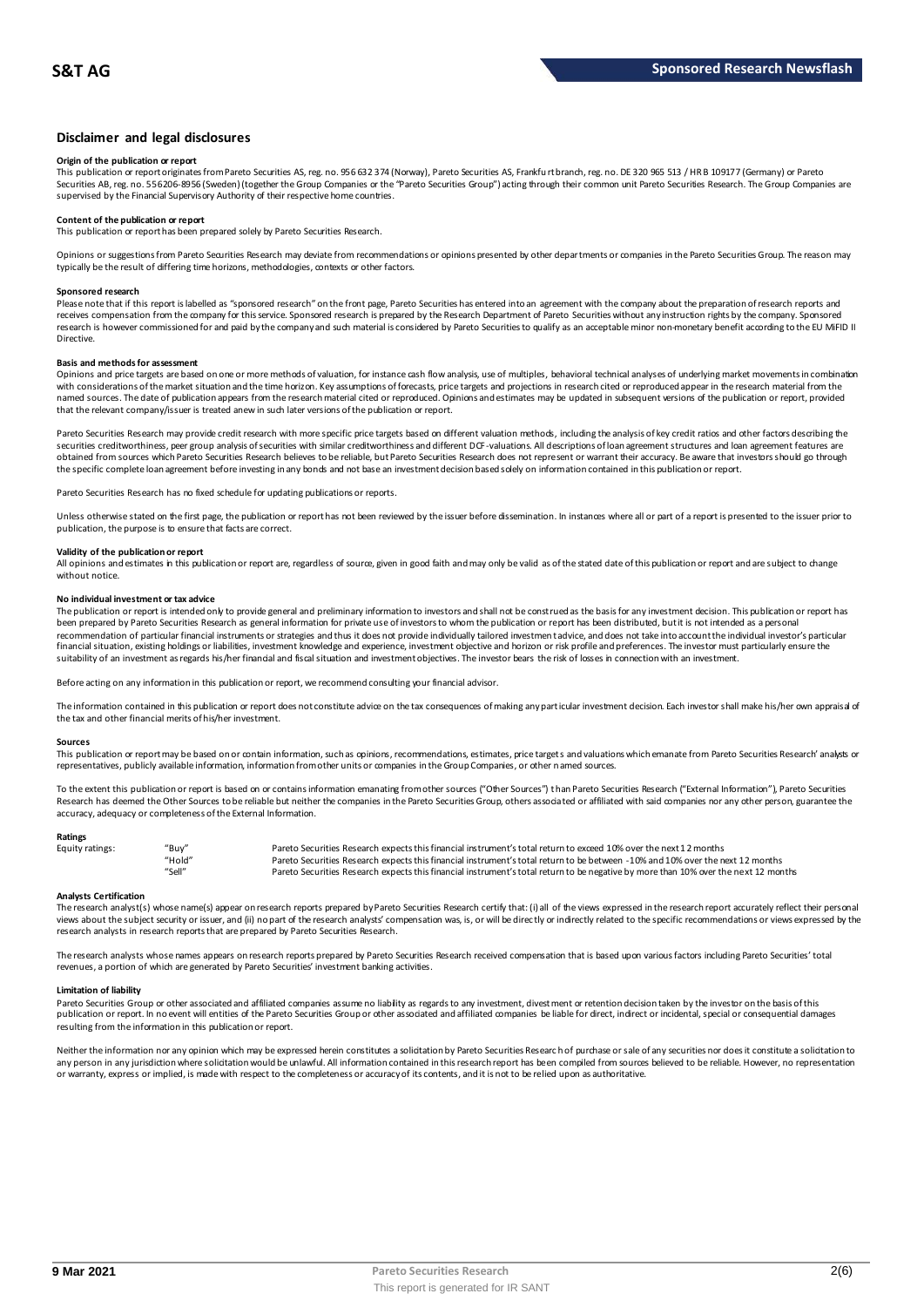## Disclaimer and legal disclosures

#### Origin of the publication or report

This publication or report originates from Pareto Securities AS, reg. no. 956 632 374 (Norway), Pareto Securities AS, Frankfurt branch, reg. no. DE 320 965 513 / HR B 109177 (Germany) or Pareto Securities AB, reg. no. 556206-8956 (Sweden) (together the Group Companies or the "Pareto Securities Group") acting through their common unit Pareto Securities Research. The Group Companies are supervised by the Financial Supervisory Authority of their respective home countries.

#### Content of the publication or report

This publication or report has been prepared solely by Pareto Securities Research.

Opinions or suggestions from Pareto Securities Research may deviate from recommendations or opinions presented by other departments or companies in the Pareto Securities Group. The reason may typically be the result of differing time horizons, methodologies, contexts or other factors.

#### Sponsored research

Please note that if this report is labelled as "sponsored research" on the front page, Pareto Securities has entered into an agreement with the company about the preparation of research reports and receives compensation from the company for this service. Sponsored research is prepared by the Research Department of Pareto Securities without any instruction rights by the company. Sponsored research is however commissioned for and paid by the company and such material is considered by Pareto Securities to qualify as an acceptable minor non-monetary benefit according to the EU MiFID II Directive.

#### Basis and methods for assessment

Opinions and price targets are based on one or more methods of valuation, for instance cash flow analysis, use of multiples, behavioral technical analyses of underlying market movements in combination with considerations of the market situation and the time horizon. Key assumptions of forecasts, price targets and projections in research cited or reproduced appear in the research material from the named sources. The date of publication appears from the research material cited or reproduced. Opinions and estimates may be updated in subsequent versions of the publication or report, provided that the relevant company/issuer is treated anew in such later versions of the publication or report.

Pareto Securities Research may provide credit research with more specific price targets based on different valuation methods, including the analysis of key credit ratios and other factors describing the securities creditworthiness, peer group analysis of securities with similar creditworthiness and different DCF-valuations. All descriptions of loan agreement structures and loan agreement features are obtained from sources which Pareto Securities Research believes to be reliable, but Pareto Securities Research does not represent or warrant their accuracy. Be aware that investors should go through the specific complete loan agreement before investing in any bonds and not base an investment decision based solely on information contained in this publication or report.

Pareto Securities Research has no fixed schedule for updating publications or reports.

Unless otherwise stated on the first page, the publication or report has not been reviewed by the issuer before dissemination. In instances where all or part of a report is presented to the issuer prior to publication, the purpose is to ensure that facts are correct.

#### Validity of the publication or report

All opinions and estimates in this publication or report are, regardless of source, given in good faith and may only be valid as of the stated date of this publication or report and are subject to change without notice.

#### No individual investment or tax advice

The publication or report is intended only to provide general and preliminary information to investors and shall not be construed as the basis for any investment decision. This publication or report has been prepared by Pareto Securities Research as general information for private use of investors to whom the publication or report has been distributed, but it is not intended as a personal recommendation of particular financial instruments or strategies and thus it does not provide individually tailored investment advice, and does not take into account the individual investor's particular financial situation, existing holdings or liabilities, investment knowledge and experience, investment objective and horizon or risk profile and preferences. The investor must particularly ensure the suitability of an investment as regards his/her financial and fiscal situation and investment objectives. The investor bears the risk of losses in connection with an investment.

Before acting on any information in this publication or report, we recommend consulting your financial advisor.

The information contained in this publication or report does not constitute advice on the tax consequences of making any particular investment decision. Each investor shall make his/her own appraisal of the tax and other financial merits of his/her investment.

#### Sources

This publication or report may be based on or contain information, such as opinions, recommendations, estimates, price targets and valuations which emanate from Pareto Securities Research' analysts or representatives, publicly available information, information from other units or companies in the Group Companies, or other named sources.

To the extent this publication or report is based on or contains information emanating from other sources ("Other Sources") than Pareto Securities Research ("External Information"), Pareto Securities Research has deemed the Other Sources to be reliable but neither the companies in the Pareto Securities Group, others associated or affiliated with said companies nor any other person, guarantee the accuracy, adequacy or completeness of the External Information.

#### Ratings

| | | |
|---|---|---|
| Equity ratings: | "Buy" | Pareto Securities Research expects this financial instrument's total return to exceed 10% over the next 12 months |
| | "Hold" | Pareto Securities Research expects this financial instrument's total return to be between -10% and 10% over the next 12 months |
| | "Sell" | Pareto Securities Research expects this financial instrument's total return to be negative by more than 10% over the next 12 months |

#### Analysts Certification

The research analyst(s) whose name(s) appear on research reports prepared by Pareto Securities Research certify that: (i) all of the views expressed in the research report accurately reflect their personal views about the subject security or issuer, and (ii) no part of the research analysts' compensation was, is, or will be directly or indirectly related to the specific recommendations or views expressed by the research analysts in research reports that are prepared by Pareto Securities Research.

The research analysts whose names appears on research reports prepared by Pareto Securities Research received compensation that is based upon various factors including Pareto Securities' total revenues, a portion of which are generated by Pareto Securities' investment banking activities.

#### Limitation of liability

Pareto Securities Group or other associated and affiliated companies assume no liability as regards to any investment, divestment or retention decision taken by the investor on the basis of this publication or report. In no event will entities of the Pareto Securities Group or other associated and affiliated companies be liable for direct, indirect or incidental, special or consequential damages resulting from the information in this publication or report.

Neither the information nor any opinion which may be expressed herein constitutes a solicitation by Pareto Securities Research of purchase or sale of any securities nor does it constitute a solicitation to any person in any jurisdiction where solicitation would be unlawful. All information contained in this research report has been compiled from sources believed to be reliable. However, no representation or warranty, express or implied, is made with respect to the completeness or accuracy of its contents, and it is not to be relied upon as authoritative.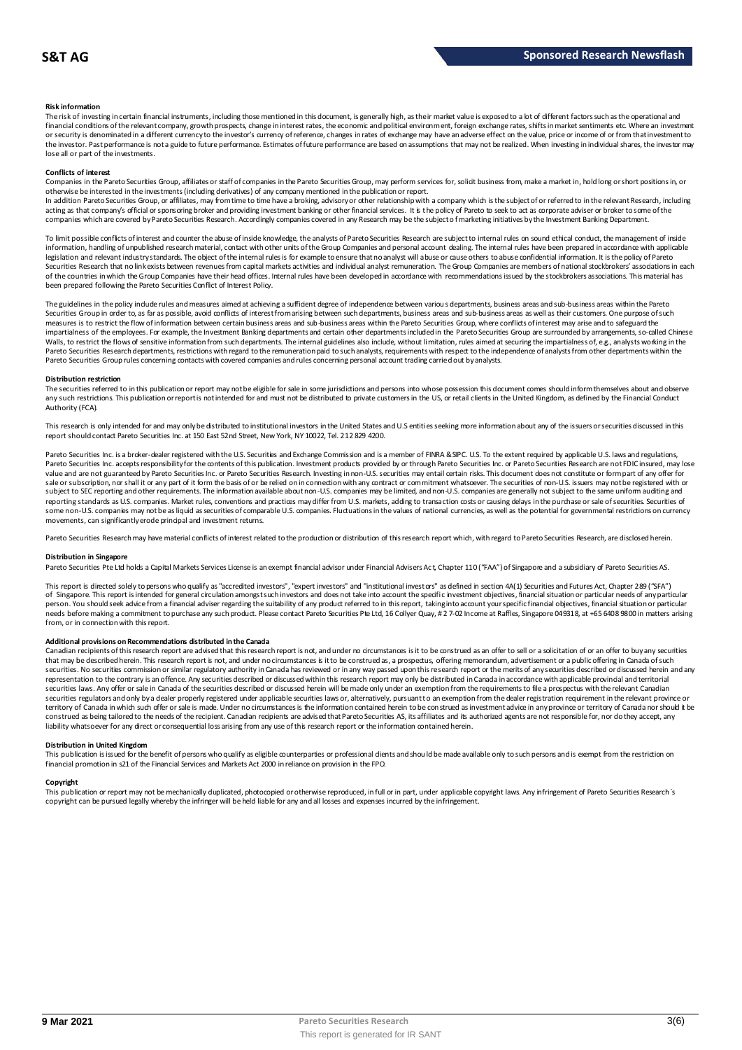#### Risk information

The risk of investing in certain financial instruments, including those mentioned in this document, is generally high, as their market value is exposed to a lot of different factors such as the operational and financial conditions of the relevant company, growth prospects, change in interest rates, the economic and political environment, foreign exchange rates, shifts in market sentiments etc. Where an investment or security is denominated in a different currency to the investor's currency of reference, changes in rates of exchange may have an adverse effect on the value, price or income of or from that investment to the investor. Past performance is not a guide to future performance. Estimates of future performance are based on assumptions that may not be realized. When investing in individual shares, the investor may lose all or part of the investments.

#### Conflicts of interest

Companies in the Pareto Securities Group, affiliates or staff of companies in the Pareto Securities Group, may perform services for, solicit business from, make a market in, hold long or short positions in, or otherwise be interested in the investments (including derivatives) of any company mentioned in the publication or report.

In addition Pareto Securities Group, or affiliates, may from time to time have a broking, advisory or other relationship with a company which is the subject of or referred to in the relevant Research, including acting as that company's official or sponsoring broker and providing investment banking or other financial services. It is the policy of Pareto to seek to act as corporate adviser or broker to some of the companies which are covered by Pareto Securities Research. Accordingly companies covered in any Research may be the subject of marketing initiatives by the Investment Banking Department.

To limit possible conflicts of interest and counter the abuse of inside knowledge, the analysts of Pareto Securities Research are subject to internal rules on sound ethical conduct, the management of inside information, handling of unpublished research material, contact with other units of the Group Companies and personal account dealing. The internal rules have been prepared in accordance with applicable legislation and relevant industry standards. The object of the internal rules is for example to ensure that no analyst will abuse or cause others to abuse confidential information. It is the policy of Pareto Securities Research that no link exists between revenues from capital markets activities and individual analyst remuneration. The Group Companies are members of national stockbrokers' associations in each of the countries in which the Group Companies have their head offices. Internal rules have been developed in accordance with recommendations issued by the stockbrokers associations. This material has been prepared following the Pareto Securities Conflict of Interest Policy.

The guidelines in the policy include rules and measures aimed at achieving a sufficient degree of independence between various departments, business areas and sub-business areas within the Pareto Securities Group in order to, as far as possible, avoid conflicts of interest from arising between such departments, business areas and sub-business areas as well as their customers. One purpose of such measures is to restrict the flow of information between certain business areas and sub-business areas within the Pareto Securities Group, where conflicts of interest may arise and to safeguard the impartialness of the employees. For example, the Investment Banking departments and certain other departments included in the Pareto Securities Group are surrounded by arrangements, so-called Chinese Walls, to restrict the flows of sensitive information from such departments. The internal guidelines also include, without limitation, rules aimed at securing the impartialness of, e.g., analysts working in the Pareto Securities Research departments, restrictions with regard to the remuneration paid to such analysts, requirements with respect to the independence of analysts from other departments within the Pareto Securities Group rules concerning contacts with covered companies and rules concerning personal account trading carried out by analysts.

#### Distribution restriction

The securities referred to in this publication or report may not be eligible for sale in some jurisdictions and persons into whose possession this document comes should inform themselves about and observe any such restrictions. This publication or report is not intended for and must not be distributed to private customers in the US, or retail clients in the United Kingdom, as defined by the Financial Conduct Authority (FCA).

This research is only intended for and may only be distributed to institutional investors in the United States and U.S entities seeking more information about any of the issuers or securities discussed in this report should contact Pareto Securities Inc. at 150 East 52nd Street, New York, NY 10022, Tel. 212 829 4200.

Pareto Securities Inc. is a broker-dealer registered with the U.S. Securities and Exchange Commission and is a member of FINRA & SIPC. U.S. To the extent required by applicable U.S. laws and regulations, Pareto Securities Inc. accepts responsibility for the contents of this publication. Investment products provided by or through Pareto Securities Inc. or Pareto Securities Research are not FDIC insured, may lose value and are not guaranteed by Pareto Securities Inc. or Pareto Securities Research. Investing in non-U.S. securities may entail certain risks. This document does not constitute or form part of any offer for sale or subscription, nor shall it or any part of it form the basis of or be relied on in connection with any contract or commitment whatsoever. The securities of non-U.S. issuers may not be registered with or subject to SEC reporting and other requirements. The information available about non-U.S. companies may be limited, and non-U.S. companies are generally not subject to the same uniform auditing and reporting standards as U.S. companies. Market rules, conventions and practices may differ from U.S. markets, adding to transaction costs or causing delays in the purchase or sale of securities. Securities of some non-U.S. companies may not be as liquid as securities of comparable U.S. companies. Fluctuations in the values of national currencies, as well as the potential for governmental restrictions on currency movements, can significantly erode principal and investment returns.

Pareto Securities Research may have material conflicts of interest related to the production or distribution of this research report which, with regard to Pareto Securities Research, are disclosed herein.

#### Distribution in Singapore

Pareto Securities Pte Ltd holds a Capital Markets Services License is an exempt financial advisor under Financial Advisers Act, Chapter 110 ("FAA") of Singapore and a subsidiary of Pareto Securities AS.

This report is directed solely to persons who qualify as "accredited investors", "expert investors" and "institutional investors" as defined in section 4A(1) Securities and Futures Act, Chapter 289 ("SFA") of Singapore. This report is intended for general circulation amongst such investors and does not take into account the specific investment objectives, financial situation or particular needs of any particular person. You should seek advice from a financial adviser regarding the suitability of any product referred to in this report, taking into account your specific financial objectives, financial situation or particular needs before making a commitment to purchase any such product. Please contact Pareto Securities Pte Ltd, 16 Collyer Quay, # 2 7-02 Income at Raffles, Singapore 049318, at +65 6408 9800 in matters arising from, or in connection with this report.

#### Additional provisions on Recommendations distributed in the Canada

Canadian recipients of this research report are advised that this research report is not, and under no circumstances is it to be construed as an offer to sell or a solicitation of or an offer to buy any securities that may be described herein. This research report is not, and under no circumstances is it to be construed as, a prospectus, offering memorandum, advertisement or a public offering in Canada of such securities. No securities commission or similar regulatory authority in Canada has reviewed or in any way passed upon this research report or the merits of any securities described or discussed herein and any representation to the contrary is an offence. Any securities described or discussed within this research report may only be distributed in Canada in accordance with applicable provincial and territorial securities laws. Any offer or sale in Canada of the securities described or discussed herein will be made only under an exemption from the requirements to file a prospectus with the relevant Canadian securities regulators and only by a dealer properly registered under applicable securities laws or, alternatively, pursuant to an exemption from the dealer registration requirement in the relevant province or territory of Canada in which such offer or sale is made. Under no circumstances is the information contained herein to be construed as investment advice in any province or territory of Canada nor should it be construed as being tailored to the needs of the recipient. Canadian recipients are advised that Pareto Securities AS, its affiliates and its authorized agents are not responsible for, nor do they accept, any liability whatsoever for any direct or consequential loss arising from any use of this research report or the information contained herein.

#### Distribution in United Kingdom

This publication is issued for the benefit of persons who qualify as eligible counterparties or professional clients and should be made available only to such persons and is exempt from the restriction on financial promotion in s21 of the Financial Services and Markets Act 2000 in reliance on provision in the FPO.

#### Copyright

This publication or report may not be mechanically duplicated, photocopied or otherwise reproduced, in full or in part, under applicable copyright laws. Any infringement of Pareto Securities Research´s copyright can be pursued legally whereby the infringer will be held liable for any and all losses and expenses incurred by the infringement.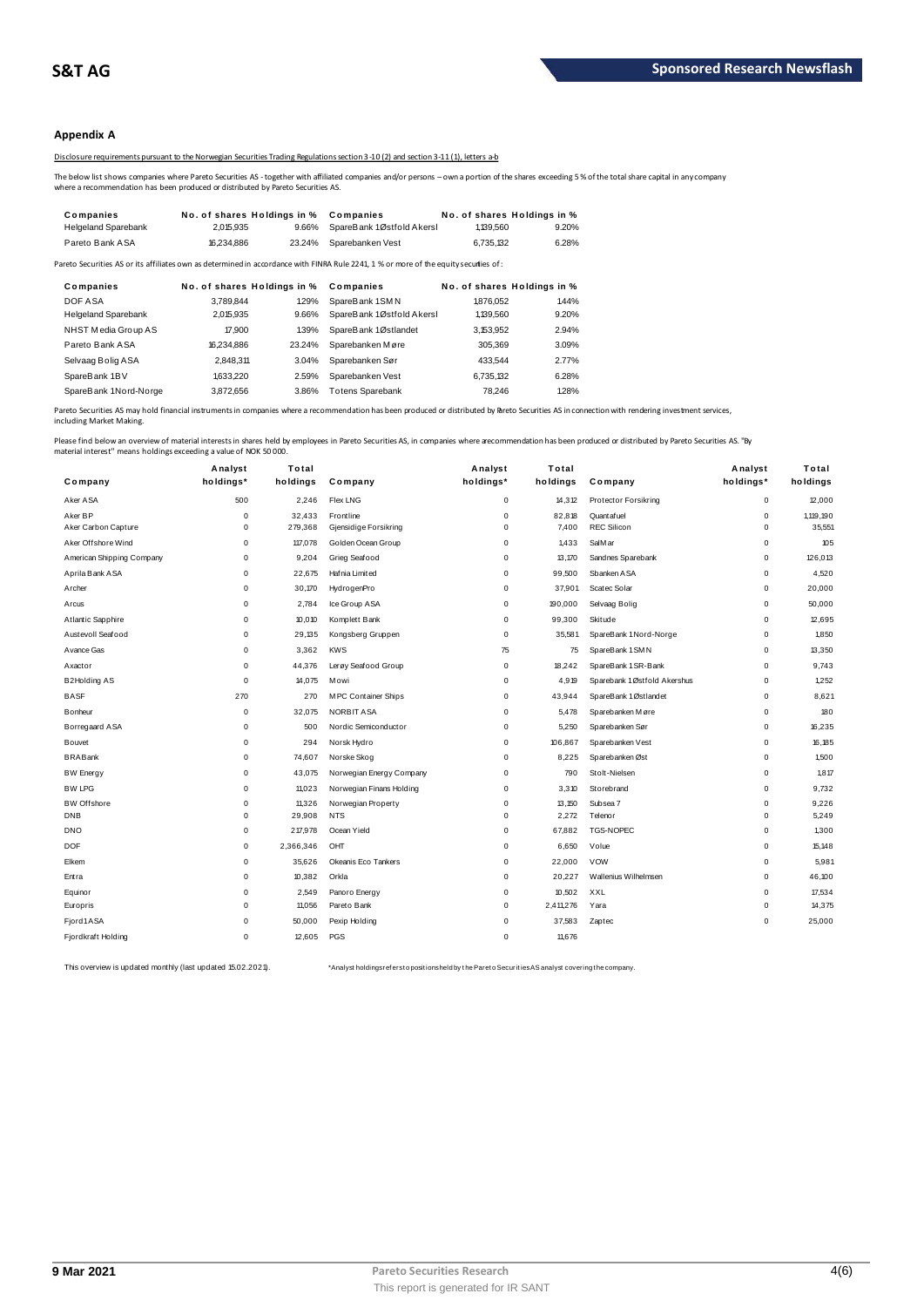## Appendix A

Disclosure requirements pursuant to the Norwegian Securities Trading Regulations section 3-10 (2) and section 3-11 (1), letters a-b

The below list shows companies where Pareto Securities AS - together with affiliated companies and/or persons – own a portion of the shares exceeding 5 % of the total share capital in any company where a recommendation has been produced or distributed by Pareto Securities AS.

| Companies | No. of shares | Holdings in % | Companies | No. of shares | Holdings in % |
|---|---|---|---|---|---|
| Helgeland Sparebank | 2,015,935 | 9.66% | SpareBank 1 Østfold Akersl | 1,139,560 | 9.20% |
| Pareto Bank ASA | 16,234,886 | 23.24% | Sparebanken Vest | 6,735,132 | 6.28% |

Pareto Securities AS or its affiliates own as determined in accordance with FINRA Rule 2241, 1 % or more of the equity securities of:

| Companies | No. of shares | Holdings in % | Companies | No. of shares | Holdings in % |
|---|---|---|---|---|---|
| DOF ASA | 3,789,844 | 1.29% | SpareBank 1 SMN | 1,876,052 | 1.44% |
| Helgeland Sparebank | 2,015,935 | 9.66% | SpareBank 1 Østfold Akersl | 1,139,560 | 9.20% |
| NHST Media Group AS | 17,900 | 1.39% | SpareBank 1 Østlandet | 3,153,952 | 2.94% |
| Pareto Bank ASA | 16,234,886 | 23.24% | Sparebanken Møre | 305,369 | 3.09% |
| Selvaag Bolig ASA | 2,848,311 | 3.04% | Sparebanken Sør | 433,544 | 2.77% |
| SpareBank 1 BV | 1,633,220 | 2.59% | Sparebanken Vest | 6,735,132 | 6.28% |
| SpareBank 1 Nord-Norge | 3,872,656 | 3.86% | Totens Sparebank | 78,246 | 1.28% |

Pareto Securities AS may hold financial instruments in companies where a recommendation has been produced or distributed by Pareto Securities AS in connection with rendering investment services, including Market Making.

Please find below an overview of material interests in shares held by employees in Pareto Securities AS, in companies where a recommendation has been produced or distributed by Pareto Securities AS. "By material interest" means holdings exceeding a value of NOK 50 000.

| Company | Analyst holdings* | Total holdings | Company | Analyst holdings* | Total holdings | Company | Analyst holdings* | Total holdings |
|---|---|---|---|---|---|---|---|---|
| Aker ASA | 500 | 2,246 | Flex LNG | 0 | 14,312 | Protector Forsikring | 0 | 12,000 |
| Aker BP | 0 | 32,433 | Frontline | 0 | 82,818 | Quantafuel | 0 | 1,119,190 |
| Aker Carbon Capture | 0 | 279,368 | Gjensidige Forsikring | 0 | 7,400 | REC Silicon | 0 | 35,551 |
| Aker Offshore Wind | 0 | 117,078 | Golden Ocean Group | 0 | 1,433 | SalMar | 0 | 105 |
| American Shipping Company | 0 | 9,204 | Grieg Seafood | 0 | 13,170 | Sandnes Sparebank | 0 | 126,013 |
| Aprila Bank ASA | 0 | 22,675 | Hafnia Limited | 0 | 99,500 | Sbanken ASA | 0 | 4,520 |
| Archer | 0 | 30,170 | HydrogenPro | 0 | 37,901 | Scatec Solar | 0 | 20,000 |
| Arcus | 0 | 2,784 | Ice Group ASA | 0 | 190,000 | Selvaag Bolig | 0 | 50,000 |
| Atlantic Sapphire | 0 | 10,010 | Komplett Bank | 0 | 99,300 | Skitude | 0 | 12,695 |
| Austevoll Seafood | 0 | 29,135 | Kongsberg Gruppen | 0 | 35,581 | SpareBank 1 Nord-Norge | 0 | 1,850 |
| Avance Gas | 0 | 3,362 | KWS | 75 | 75 | SpareBank 1 SMN | 0 | 13,350 |
| Axactor | 0 | 44,376 | Lerøy Seafood Group | 0 | 18,242 | SpareBank 1 SR-Bank | 0 | 9,743 |
| B2Holding AS | 0 | 14,075 | Mowi | 0 | 4,919 | Sparebank 1 Østfold Akershus | 0 | 1,252 |
| BASF | 270 | 270 | MPC Container Ships | 0 | 43,944 | SpareBank 1 Østlandet | 0 | 8,621 |
| Bonheur | 0 | 32,075 | NORBIT ASA | 0 | 5,478 | Sparebanken Møre | 0 | 180 |
| Borregaard ASA | 0 | 500 | Nordic Semiconductor | 0 | 5,250 | Sparebanken Sør | 0 | 16,235 |
| Bouvet | 0 | 294 | Norsk Hydro | 0 | 106,867 | Sparebanken Vest | 0 | 16,185 |
| BRABank | 0 | 74,607 | Norske Skog | 0 | 8,225 | Sparebanken Øst | 0 | 1,500 |
| BW Energy | 0 | 43,075 | Norwegian Energy Company | 0 | 790 | Stolt-Nielsen | 0 | 1,817 |
| BW LPG | 0 | 11,023 | Norwegian Finans Holding | 0 | 3,310 | Storebrand | 0 | 9,732 |
| BW Offshore | 0 | 11,326 | Norwegian Property | 0 | 13,150 | Subsea 7 | 0 | 9,226 |
| DNB | 0 | 29,908 | NTS | 0 | 2,272 | Telenor | 0 | 5,249 |
| DNO | 0 | 217,978 | Ocean Yield | 0 | 67,882 | TGS-NOPEC | 0 | 1,300 |
| DOF | 0 | 2,366,346 | OHT | 0 | 6,650 | Volue | 0 | 15,148 |
| Elkem | 0 | 35,626 | Okeanis Eco Tankers | 0 | 22,000 | VOW | 0 | 5,981 |
| Entra | 0 | 10,382 | Orkla | 0 | 20,227 | Wallenius Wilhelmsen | 0 | 46,100 |
| Equinor | 0 | 2,549 | Panoro Energy | 0 | 10,502 | XXL | 0 | 17,534 |
| Europris | 0 | 11,056 | Pareto Bank | 0 | 2,411,276 | Yara | 0 | 14,375 |
| Fjord1 ASA | 0 | 50,000 | Pexip Holding | 0 | 37,583 | Zaptec | 0 | 25,000 |
| Fjordkraft Holding | 0 | 12,605 | PGS | 0 | 11,676 | | | |

This overview is updated monthly (last updated 15.02.2021).

*Analyst holdings refers to positions held by the Pareto Securities AS analyst covering the company.

This report is generated for IR SANT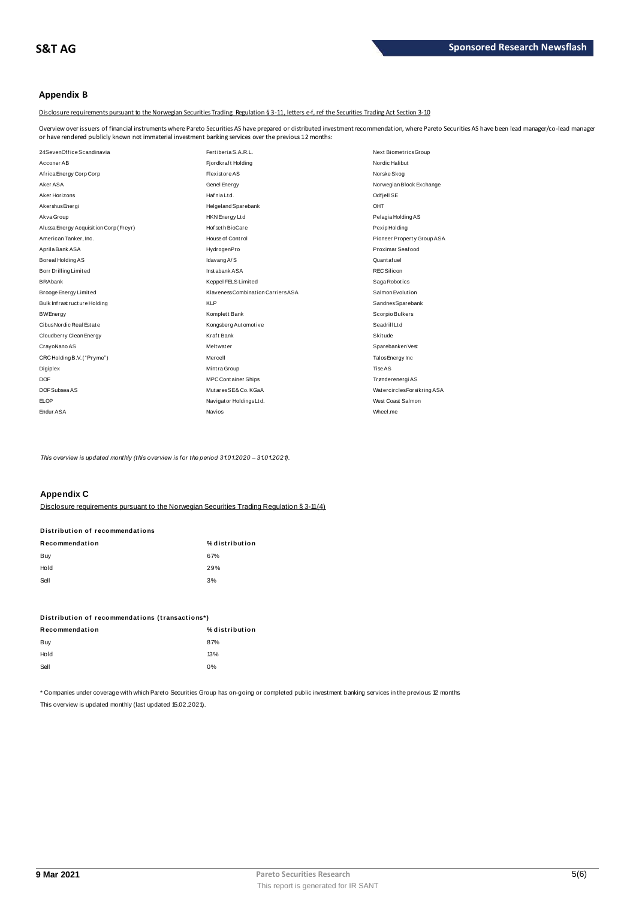## Appendix B

Disclosure requirements pursuant to the Norwegian Securities Trading Regulation § 3-11, letters e-f, ref the Securities Trading Act Section 3-10

Overview over issuers of financial instruments where Pareto Securities AS have prepared or distributed investment recommendation, where Pareto Securities AS have been lead manager/co-lead manager or have rendered publicly known not immaterial investment banking services over the previous 12 months:

| | | |
|---|---|---|
| 24SevenOffice Scandinavia | Fertiberia S.A.R.L. | Next Biometrics Group |
| Acconer AB | Fjordkraft Holding | Nordic Halibut |
| Africa Energy Corp Corp | Flexistore AS | Norske Skog |
| Aker ASA | Genel Energy | Norwegian Block Exchange |
| Aker Horizons | Hafnia Ltd. | Odfjell SE |
| Akershus Energi | Helgeland Sparebank | OHT |
| Akva Group | HKN Energy Ltd | Pelagia Holding AS |
| Alussa Energy Acquisition Corp (Freyr) | Hofseth BioCare | Pexip Holding |
| American Tanker, Inc. | House of Control | Pioneer Property Group ASA |
| Aprila Bank ASA | HydrogenPro | Proximar Seafood |
| Boreal Holding AS | Idavang A/S | Quantafuel |
| Borr Drilling Limited | Instabank ASA | REC Silicon |
| BRAbank | Keppel FELS Limited | Saga Robotics |
| Brooge Energy Limited | Klaveness Combination Carriers ASA | Salmon Evolution |
| Bulk Infrastructure Holding | KLP | Sandnes Sparebank |
| BW Energy | Komplett Bank | Scorpio Bulkers |
| Cibus Nordic Real Estate | Kongsberg Automotive | Seadrill Ltd |
| Cloudberry Clean Energy | Kraft Bank | Skitude |
| CrayoNano AS | Meltwater | Sparebanken Vest |
| CRC Holding B.V. ("Pryme") | Mercell | Talos Energy Inc |
| Digiplex | Mintra Group | Tise AS |
| DOF | MPC Container Ships | Trønderenergi AS |
| DOF Subsea AS | Mutares SE& Co. KGaA | Watercircles Forsikring ASA |
| ELOP | Navigator Holdings Ltd. | West Coast Salmon |
| Endur ASA | Navios | Wheel.me |

*This overview is updated monthly (this overview is for the period 31.01.2020 – 31.01.2021).*

## Appendix C

Disclosure requirements pursuant to the Norwegian Securities Trading Regulation § 3-11(4)

**Distribution of recommendations**

| Recommendation | % distribution |
|---|---|
| Buy | 67% |
| Hold | 29% |
| Sell | 3% |

**Distribution of recommendations (transactions*)**

| Recommendation | % distribution |
|---|---|
| Buy | 87% |
| Hold | 13% |
| Sell | 0% |

\* Companies under coverage with which Pareto Securities Group has on-going or completed public investment banking services in the previous 12 months

This overview is updated monthly (last updated 15.02.2021).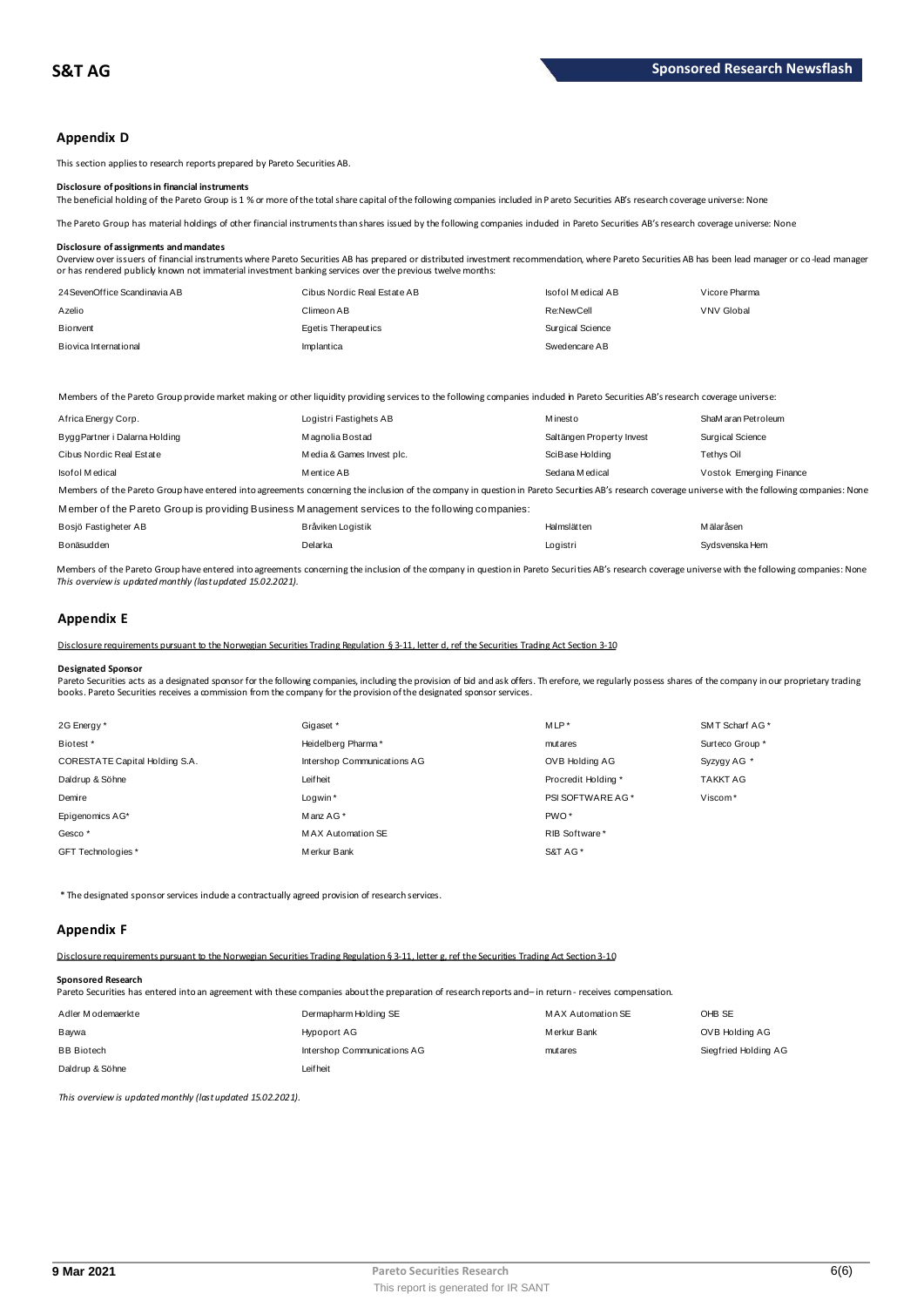## Appendix D

This section applies to research reports prepared by Pareto Securities AB.

**Disclosure of positions in financial instruments**

The beneficial holding of the Pareto Group is 1 % or more of the total share capital of the following companies included in Pareto Securities AB's research coverage universe: None

The Pareto Group has material holdings of other financial instruments than shares issued by the following companies included in Pareto Securities AB's research coverage universe: None

**Disclosure of assignments and mandates**

Overview over issuers of financial instruments where Pareto Securities AB has prepared or distributed investment recommendation, where Pareto Securities AB has been lead manager or co-lead manager or has rendered publicly known not immaterial investment banking services over the previous twelve months:

| | | | |
|---|---|---|---|
| 24SevenOffice Scandinavia AB | Cibus Nordic Real Estate AB | Isofol Medical AB | Vicore Pharma |
| Azelio | Climeon AB | Re:NewCell | VNV Global |
| Bionvent | Egetis Therapeutics | Surgical Science | |
| Biovica International | Implantica | Swedencare AB | |

Members of the Pareto Group provide market making or other liquidity providing services to the following companies included in Pareto Securities AB's research coverage universe:

| | | | |
|---|---|---|---|
| Africa Energy Corp. | Logistri Fastighets AB | Minesto | ShaMaran Petroleum |
| ByggPartner i Dalarna Holding | Magnolia Bostad | Saltängen Property Invest | Surgical Science |
| Cibus Nordic Real Estate | Media & Games Invest plc. | SciBase Holding | Tethys Oil |
| Isofol Medical | Mentice AB | Sedana Medical | Vostok Emerging Finance |

Members of the Pareto Group have entered into agreements concerning the inclusion of the company in question in Pareto Securities AB's research coverage universe with the following companies: None

Member of the Pareto Group is providing Business Management services to the following companies:

| | | | |
|---|---|---|---|
| Bosjö Fastigheter AB | Bråviken Logistik | Halmslätten | Mälaråsen |
| Bonäsudden | Delarka | Logistri | Sydsvenska Hem |

Members of the Pareto Group have entered into agreements concerning the inclusion of the company in question in Pareto Securities AB's research coverage universe with the following companies: None

*This overview is updated monthly (last updated 15.02.2021).*

## Appendix E

Disclosure requirements pursuant to the Norwegian Securities Trading Regulation § 3-11, letter d, ref the Securities Trading Act Section 3-10

**Designated Sponsor**

Pareto Securities acts as a designated sponsor for the following companies, including the provision of bid and ask offers. Therefore, we regularly possess shares of the company in our proprietary trading books. Pareto Securities receives a commission from the company for the provision of the designated sponsor services.

| | | | |
|---|---|---|---|
| 2G Energy * | Gigaset * | MLP * | SMT Scharf AG * |
| Biotest * | Heidelberg Pharma * | mutares | Surteco Group * |
| CORESTATE Capital Holding S.A. | Intershop Communications AG | OVB Holding AG | Syzygy AG * |
| Daldrup & Söhne | Leifheit | Procredit Holding * | TAKKT AG |
| Demire | Logwin * | PSI SOFTWARE AG * | Viscom * |
| Epigenomics AG* | Manz AG * | PWO * | |
| Gesco * | MAX Automation SE | RIB Software * | |
| GFT Technologies * | Merkur Bank | S&T AG * | |

* The designated sponsor services include a contractually agreed provision of research services.

## Appendix F

Disclosure requirements pursuant to the Norwegian Securities Trading Regulation § 3-11, letter g, ref the Securities Trading Act Section 3-10

**Sponsored Research**

Pareto Securities has entered into an agreement with these companies about the preparation of research reports and – in return - receives compensation.

| | | | |
|---|---|---|---|
| Adler Modemaerkte | Dermapharm Holding SE | MAX Automation SE | OHB SE |
| Baywa | Hypoport AG | Merkur Bank | OVB Holding AG |
| BB Biotech | Intershop Communications AG | mutares | Siegfried Holding AG |
| Daldrup & Söhne | Leifheit | | |

*This overview is updated monthly (last updated 15.02.2021).*